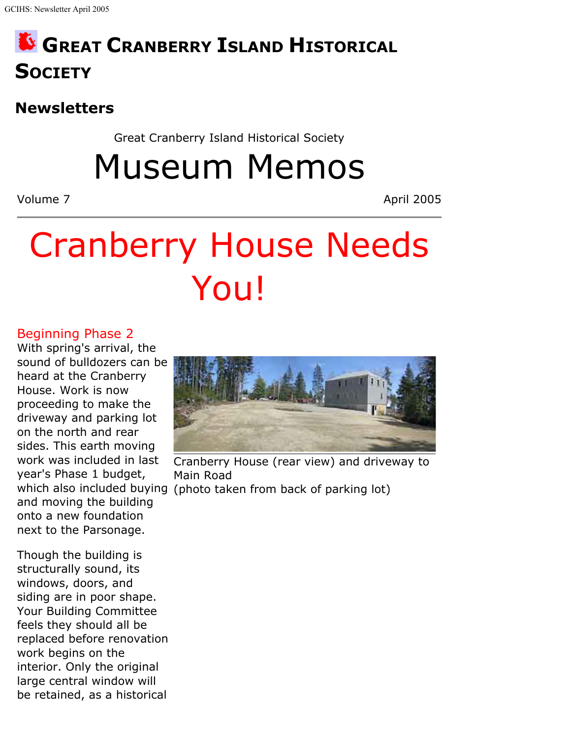# Great Cranberry Island Historical Society

## Newsletters

Great Cranberry Island Historical Society

# Museum Memos

Volume 7 April 2005

---

# Cranberry House Needs You!

### Beginning Phase 2

With spring's arrival, the sound of bulldozers can be heard at the Cranberry House. Work is now proceeding to make the driveway and parking lot on the north and rear sides. This earth moving work was included in last year's Phase 1 budget, which also included buying and moving the building onto a new foundation next to the Parsonage.

Cranberry House (rear view) and driveway to Main Road
(photo taken from back of parking lot)

Though the building is structurally sound, its windows, doors, and siding are in poor shape. Your Building Committee feels they should all be replaced before renovation work begins on the interior. Only the original large central window will be retained, as a historical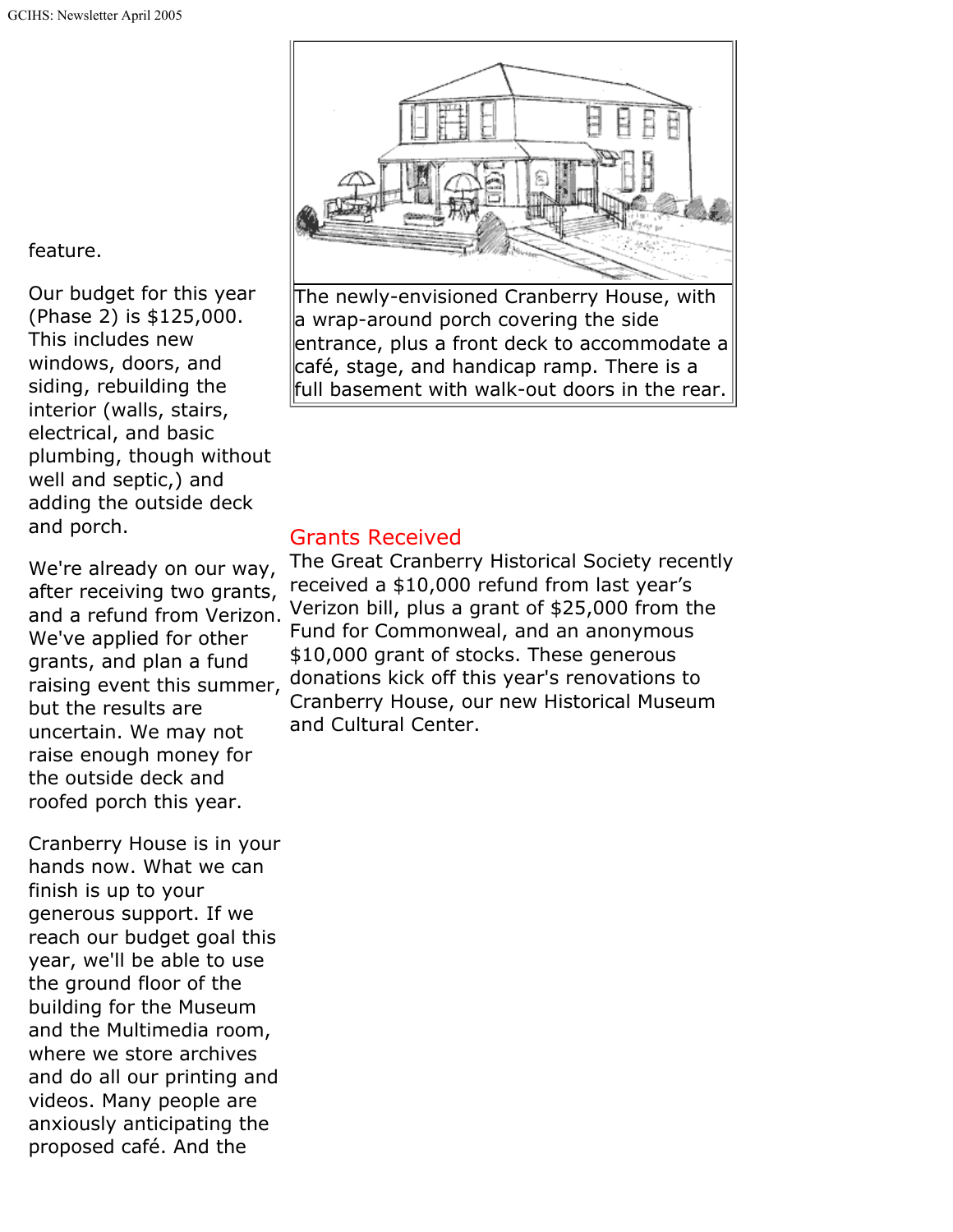feature.

Our budget for this year (Phase 2) is $125,000. This includes new windows, doors, and siding, rebuilding the interior (walls, stairs, electrical, and basic plumbing, though without well and septic,) and adding the outside deck and porch.

We're already on our way, after receiving two grants, and a refund from Verizon. We've applied for other grants, and plan a fund raising event this summer, but the results are uncertain. We may not raise enough money for the outside deck and roofed porch this year.

Cranberry House is in your hands now. What we can finish is up to your generous support. If we reach our budget goal this year, we'll be able to use the ground floor of the building for the Museum and the Multimedia room, where we store archives and do all our printing and videos. Many people are anxiously anticipating the proposed café. And the

The newly-envisioned Cranberry House, with a wrap-around porch covering the side entrance, plus a front deck to accommodate a café, stage, and handicap ramp. There is a full basement with walk-out doors in the rear.

## Grants Received

The Great Cranberry Historical Society recently received a $10,000 refund from last year's Verizon bill, plus a grant of $25,000 from the Fund for Commonweal, and an anonymous $10,000 grant of stocks. These generous donations kick off this year's renovations to Cranberry House, our new Historical Museum and Cultural Center.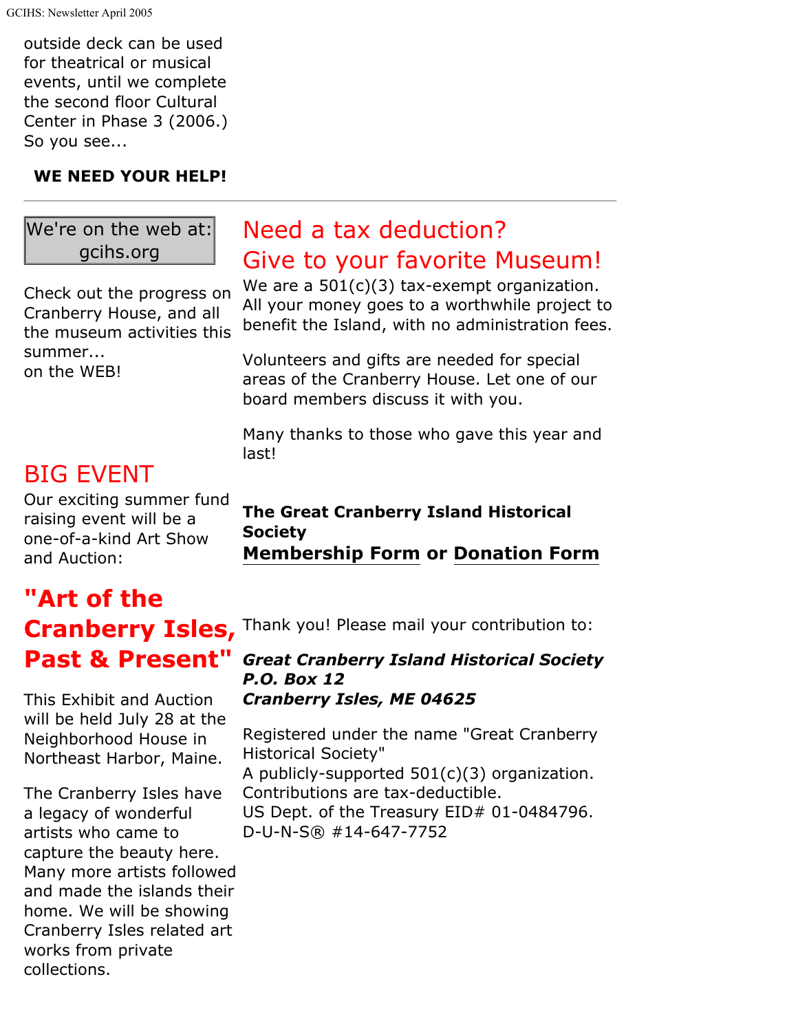outside deck can be used for theatrical or musical events, until we complete the second floor Cultural Center in Phase 3 (2006.) So you see...

**WE NEED YOUR HELP!**

---

We're on the web at: gcihs.org

Check out the progress on Cranberry House, and all the museum activities this summer... on the WEB!

## BIG EVENT

Our exciting summer fund raising event will be a one-of-a-kind Art Show and Auction:

## "Art of the Cranberry Isles, Past & Present"

This Exhibit and Auction will be held July 28 at the Neighborhood House in Northeast Harbor, Maine.

The Cranberry Isles have a legacy of wonderful artists who came to capture the beauty here. Many more artists followed and made the islands their home. We will be showing Cranberry Isles related art works from private collections.

## Need a tax deduction? Give to your favorite Museum!

We are a 501(c)(3) tax-exempt organization. All your money goes to a worthwhile project to benefit the Island, with no administration fees.

Volunteers and gifts are needed for special areas of the Cranberry House. Let one of our board members discuss it with you.

Many thanks to those who gave this year and last!

**The Great Cranberry Island Historical Society**
**Membership Form** or **Donation Form**

Thank you! Please mail your contribution to:

***Great Cranberry Island Historical Society***
***P.O. Box 12***
***Cranberry Isles, ME 04625***

Registered under the name "Great Cranberry Historical Society"
A publicly-supported 501(c)(3) organization.
Contributions are tax-deductible.
US Dept. of the Treasury EID# 01-0484796.
D-U-N-S® #14-647-7752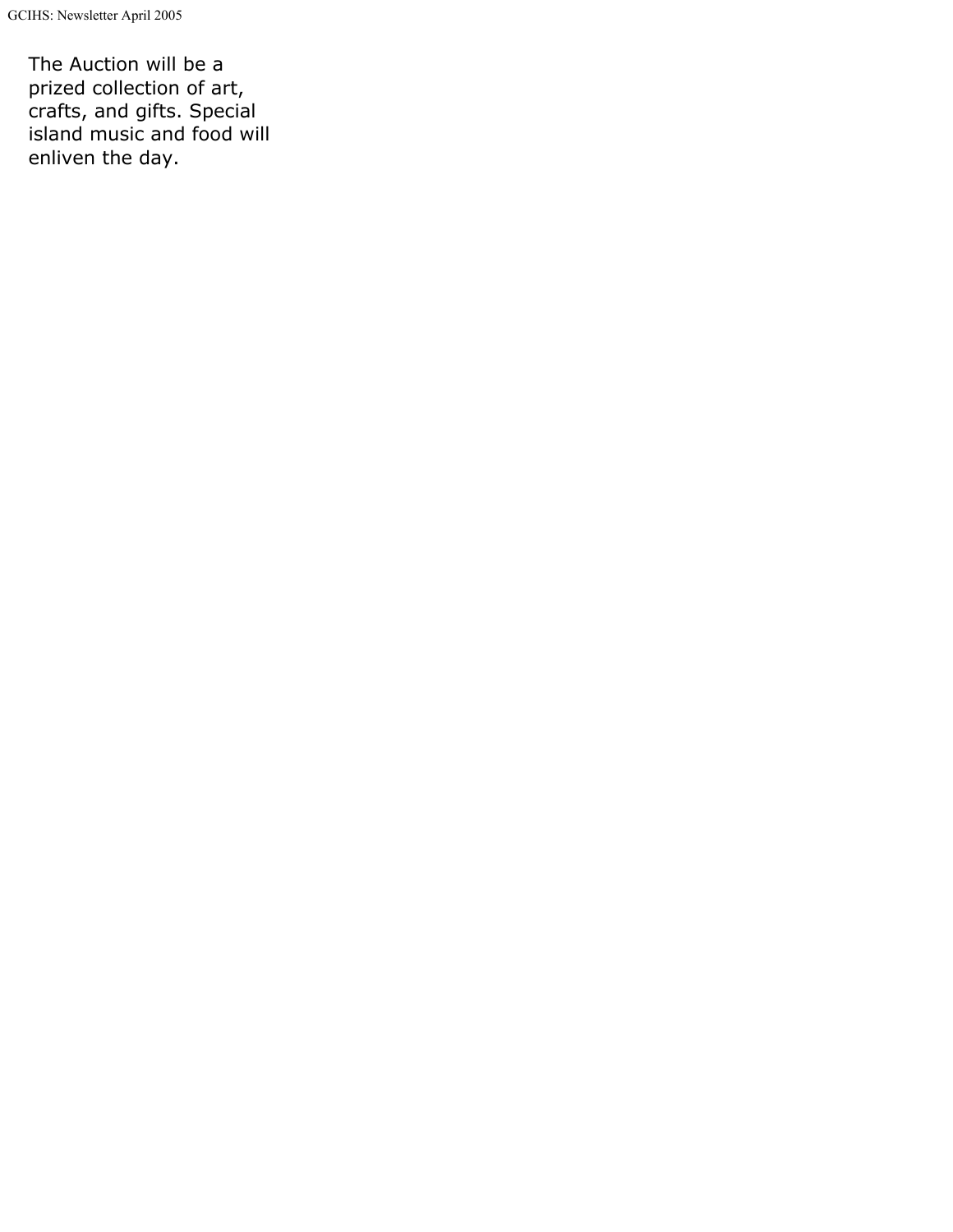The Auction will be a prized collection of art, crafts, and gifts. Special island music and food will enliven the day.